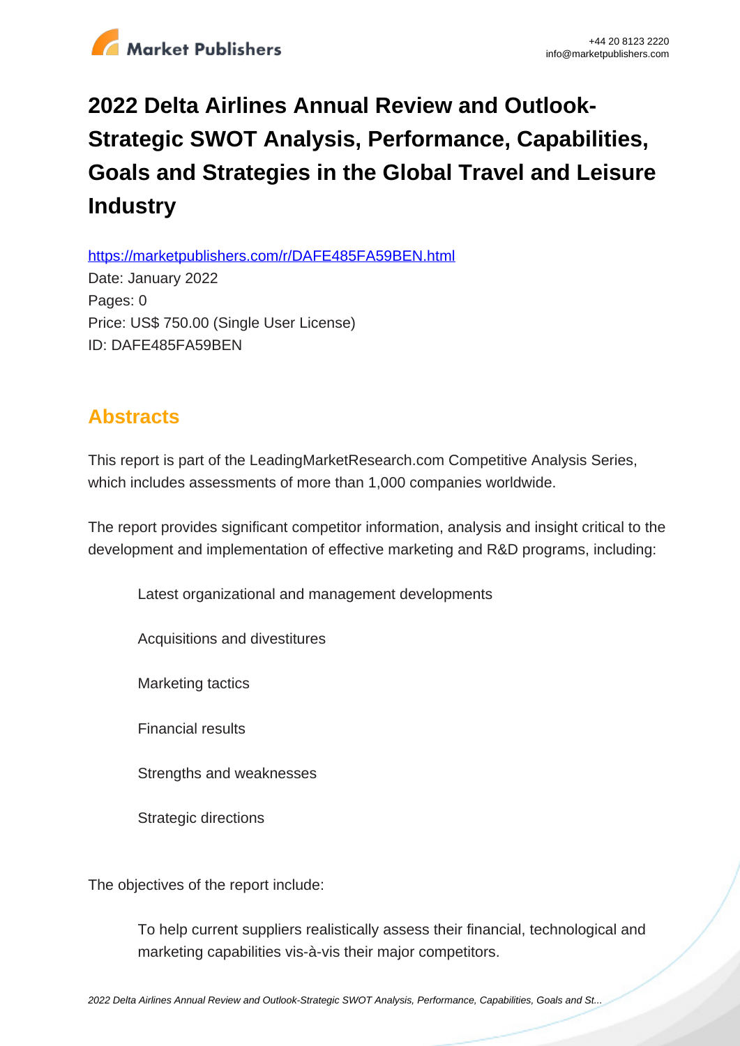# 2022 Delta Airlines Annual Review and Outlook-Strategic SWOT Analysis, Performance, Capabilities, Goals and Strategies in the Global Travel and Leisure Industry

https://marketpublishers.com/r/DAFE485FA59BEN.html

Date: January 2022

Pages: 0

Price: US$ 750.00 (Single User License)

ID: DAFE485FA59BEN

## Abstracts

This report is part of the LeadingMarketResearch.com Competitive Analysis Series, which includes assessments of more than 1,000 companies worldwide.

The report provides significant competitor information, analysis and insight critical to the development and implementation of effective marketing and R&D programs, including:

- Latest organizational and management developments
- Acquisitions and divestitures
- Marketing tactics
- Financial results
- Strengths and weaknesses
- Strategic directions

The objectives of the report include:

- To help current suppliers realistically assess their financial, technological and marketing capabilities vis-à-vis their major competitors.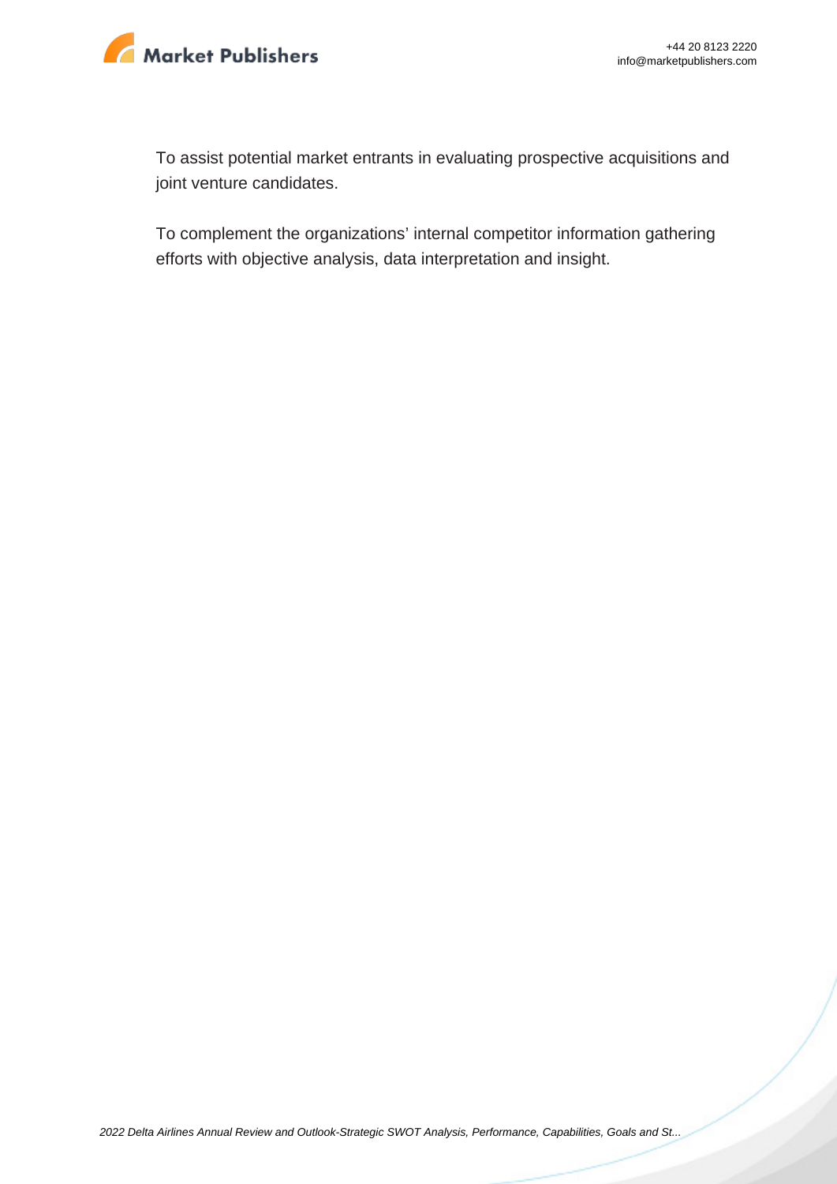To assist potential market entrants in evaluating prospective acquisitions and joint venture candidates.

To complement the organizations' internal competitor information gathering efforts with objective analysis, data interpretation and insight.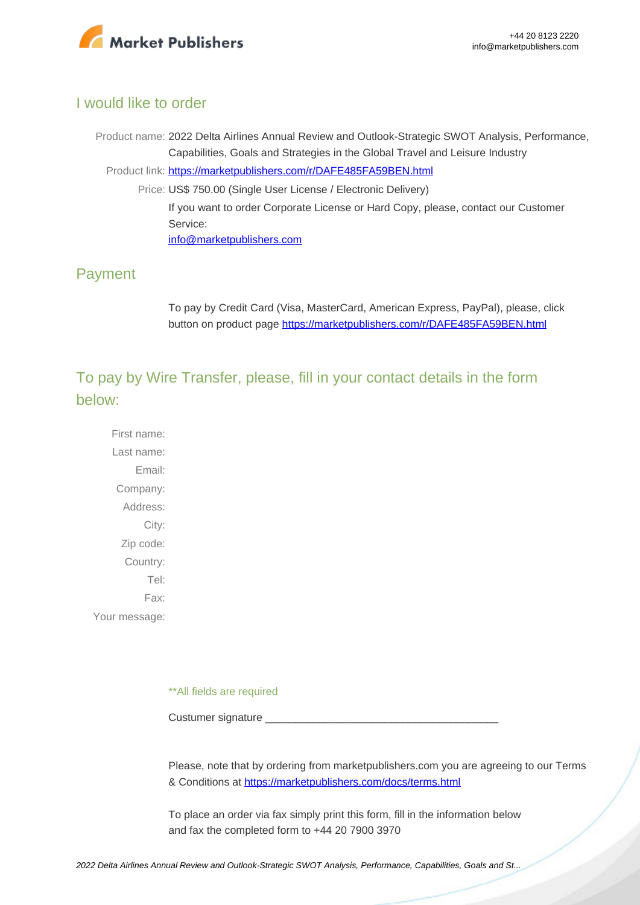## I would like to order

Product name: 2022 Delta Airlines Annual Review and Outlook-Strategic SWOT Analysis, Performance, Capabilities, Goals and Strategies in the Global Travel and Leisure Industry

Product link: [https://marketpublishers.com/r/DAFE485FA59BEN.html](https://marketpublishers.com/r/DAFE485FA59BEN.html)

Price: US$ 750.00 (Single User License / Electronic Delivery)

If you want to order Corporate License or Hard Copy, please, contact our Customer Service:

[info@marketpublishers.com](mailto:info@marketpublishers.com)

## Payment

To pay by Credit Card (Visa, MasterCard, American Express, PayPal), please, click button on product page [https://marketpublishers.com/r/DAFE485FA59BEN.html](https://marketpublishers.com/r/DAFE485FA59BEN.html)

## To pay by Wire Transfer, please, fill in your contact details in the form below:

First name:
Last name:
Email:
Company:
Address:
City:
Zip code:
Country:
Tel:
Fax:
Your message:

**All fields are required

Custumer signature _______________________________________

Please, note that by ordering from marketpublishers.com you are agreeing to our Terms & Conditions at [https://marketpublishers.com/docs/terms.html](https://marketpublishers.com/docs/terms.html)

To place an order via fax simply print this form, fill in the information below and fax the completed form to +44 20 7900 3970